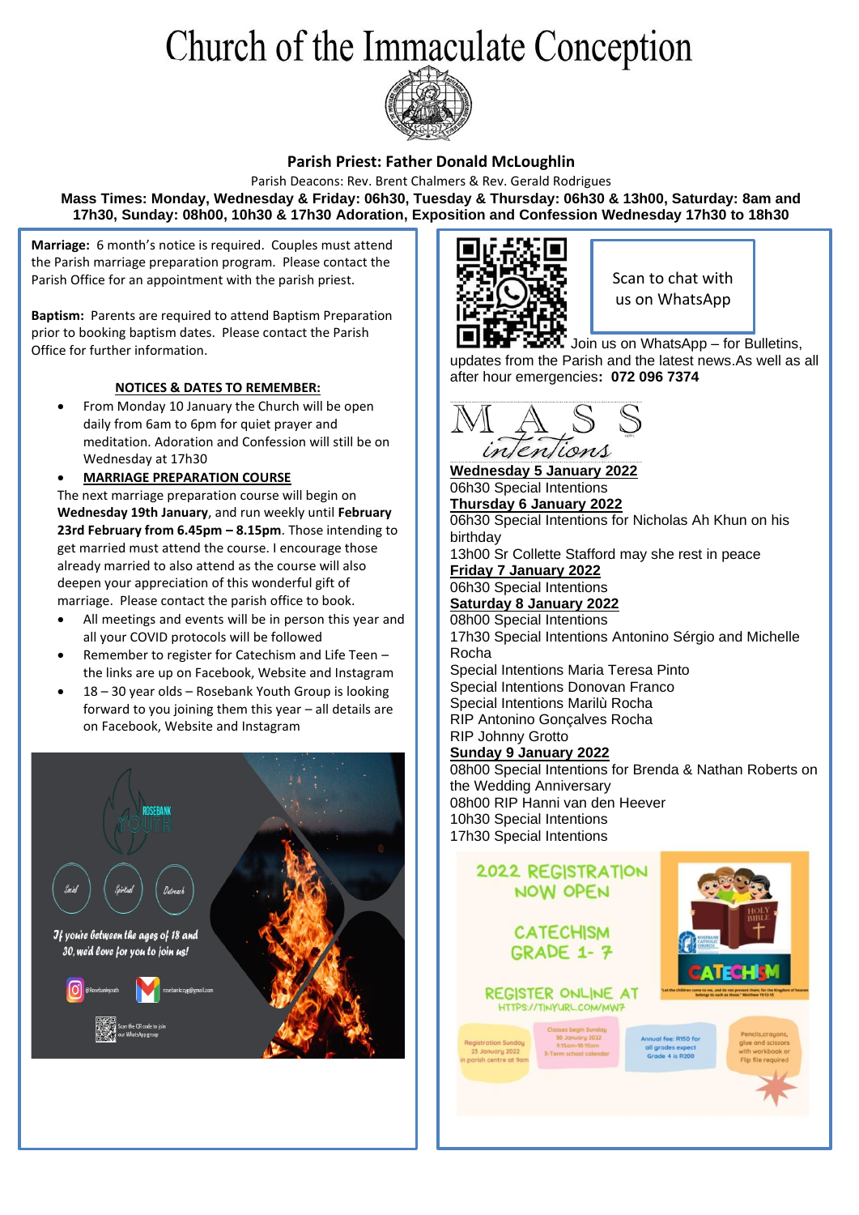# Church of the Immaculate Conception

**Parish Priest: Father Donald McLoughlin**

Parish Deacons: Rev. Brent Chalmers & Rev. Gerald Rodrigues

**Mass Times: Monday, Wednesday & Friday: 06h30, Tuesday & Thursday: 06h30 & 13h00, Saturday: 8am and 17h30, Sunday: 08h00, 10h30 & 17h30 Adoration, Exposition and Confession Wednesday 17h30 to 18h30**

**Marriage:** 6 month's notice is required. Couples must attend the Parish marriage preparation program. Please contact the Parish Office for an appointment with the parish priest.

**Baptism:** Parents are required to attend Baptism Preparation prior to booking baptism dates. Please contact the Parish Office for further information.

## NOTICES & DATES TO REMEMBER:

- From Monday 10 January the Church will be open daily from 6am to 6pm for quiet prayer and meditation. Adoration and Confession will still be on Wednesday at 17h30
- **MARRIAGE PREPARATION COURSE**

The next marriage preparation course will begin on **Wednesday 19th January**, and run weekly until **February 23rd February from 6.45pm – 8.15pm**. Those intending to get married must attend the course. I encourage those already married to also attend as the course will also deepen your appreciation of this wonderful gift of marriage. Please contact the parish office to book.

- All meetings and events will be in person this year and all your COVID protocols will be followed
- Remember to register for Catechism and Life Teen – the links are up on Facebook, Website and Instagram
- 18 – 30 year olds – Rosebank Youth Group is looking forward to you joining them this year – all details are on Facebook, Website and Instagram

Scan to chat with us on WhatsApp

Join us on WhatsApp – for Bulletins, updates from the Parish and the latest news.As well as all after hour emergencies**: 072 096 7374**

## MASS intentions

**Wednesday 5 January 2022**

06h30 Special Intentions

**Thursday 6 January 2022**

06h30 Special Intentions for Nicholas Ah Khun on his birthday

13h00 Sr Collette Stafford may she rest in peace

**Friday 7 January 2022**

06h30 Special Intentions

**Saturday 8 January 2022**

08h00 Special Intentions

17h30 Special Intentions Antonino Sérgio and Michelle Rocha

Special Intentions Maria Teresa Pinto

Special Intentions Donovan Franco

Special Intentions Marilù Rocha

RIP Antonino Gonçalves Rocha

RIP Johnny Grotto

**Sunday 9 January 2022**

08h00 Special Intentions for Brenda & Nathan Roberts on the Wedding Anniversary

08h00 RIP Hanni van den Heever

10h30 Special Intentions

17h30 Special Intentions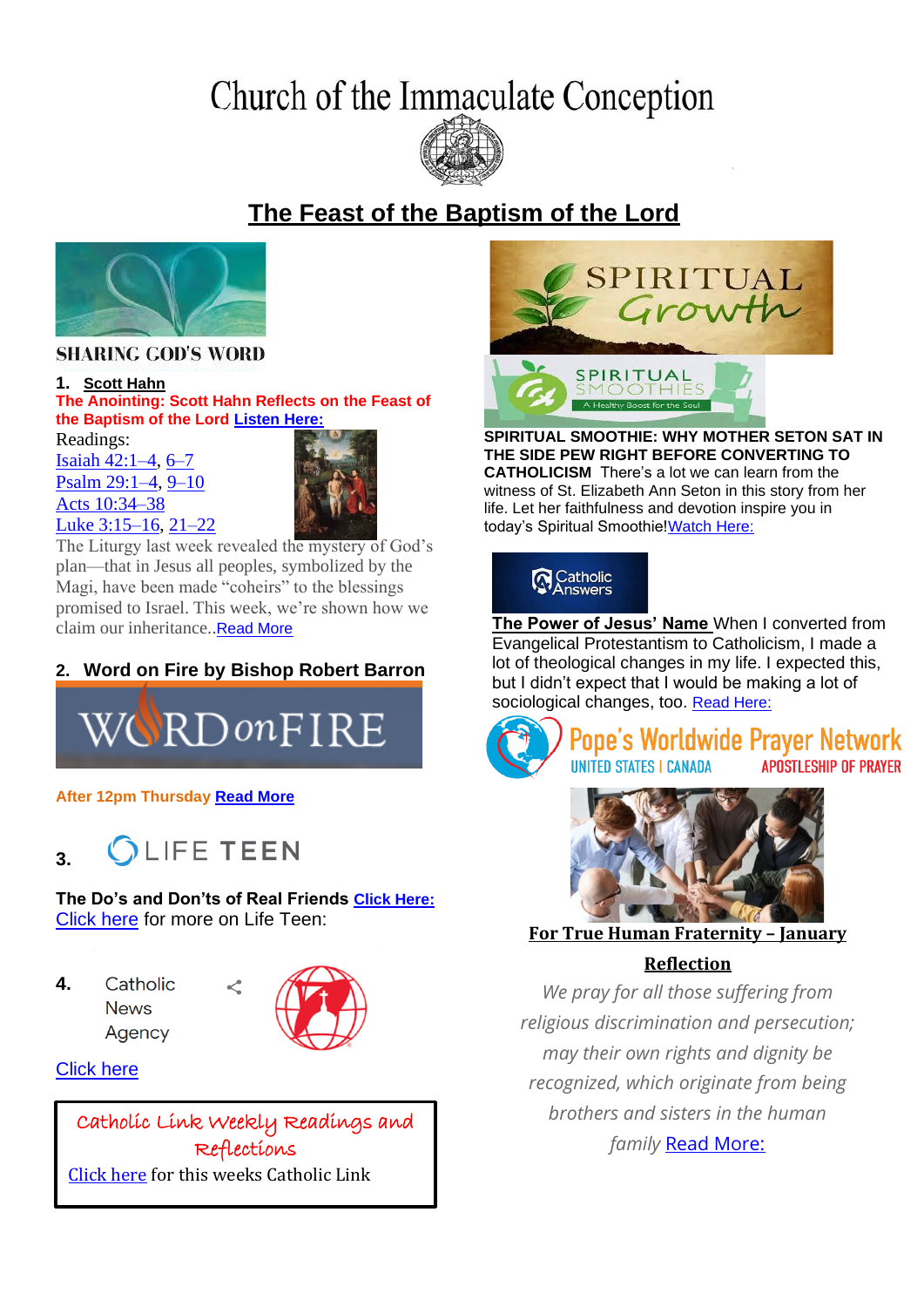# Church of the Immaculate Conception

## The Feast of the Baptism of the Lord

SHARING GOD'S WORD

1. **Scott Hahn**

**The Anointing: Scott Hahn Reflects on the Feast of the Baptism of the Lord** **Listen Here:**

Readings:
Isaiah 42:1–4, 6–7
Psalm 29:1–4, 9–10
Acts 10:34–38
Luke 3:15–16, 21–22

The Liturgy last week revealed the mystery of God's plan—that in Jesus all peoples, symbolized by the Magi, have been made "coheirs" to the blessings promised to Israel. This week, we're shown how we claim our inheritance..Read More

2. **Word on Fire by Bishop Robert Barron**

WORDonFIRE

**After 12pm Thursday** **Read More**

3. LIFE TEEN

**The Do's and Don'ts of Real Friends** **Click Here:**
Click here for more on Life Teen:

4. Catholic News Agency

Click here

Catholic Link Weekly Readings and Reflections
Click here for this weeks Catholic Link

SPIRITUAL Growth

SPIRITUAL SMOOTHIES
A Healthy Boost for the Soul

**SPIRITUAL SMOOTHIE: WHY MOTHER SETON SAT IN THE SIDE PEW RIGHT BEFORE CONVERTING TO CATHOLICISM** There's a lot we can learn from the witness of St. Elizabeth Ann Seton in this story from her life. Let her faithfulness and devotion inspire you in today's Spiritual Smoothie!Watch Here:

Catholic Answers

**The Power of Jesus' Name** When I converted from Evangelical Protestantism to Catholicism, I made a lot of theological changes in my life. I expected this, but I didn't expect that I would be making a lot of sociological changes, too. Read Here:

Pope's Worldwide Prayer Network
UNITED STATES | CANADA APOSTLESHIP OF PRAYER

**For True Human Fraternity – January Reflection**

*We pray for all those suffering from religious discrimination and persecution; may their own rights and dignity be recognized, which originate from being brothers and sisters in the human family* Read More: